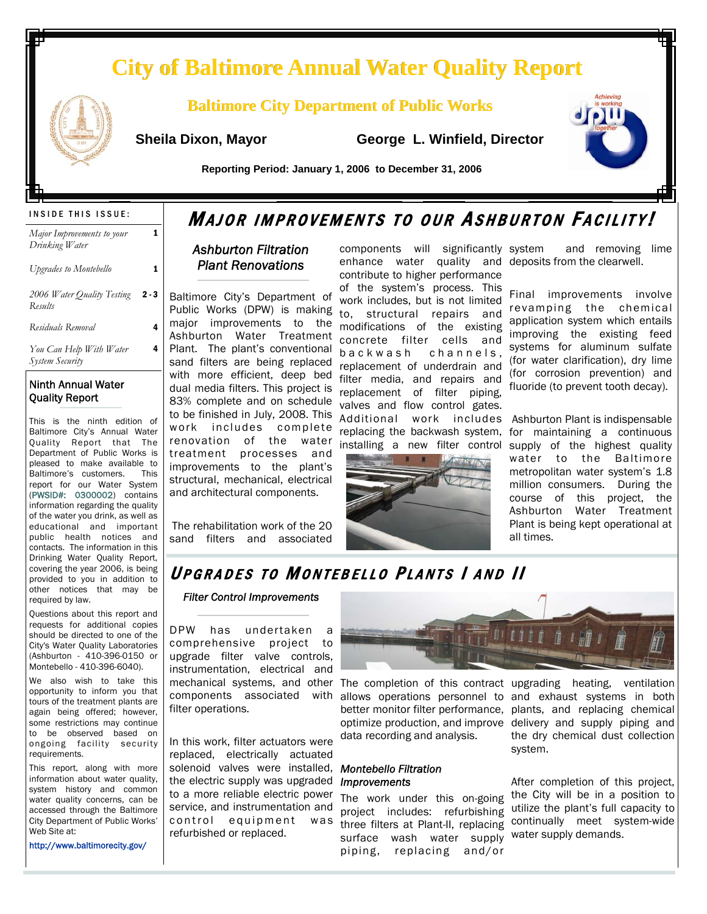# City of Baltimore Annual Water Quality Report

**Baltimore City Department of Public Works**

**Sheila Dixon, Mayor** | **George L. Winfield, Director**

**Reporting Period: January 1, 2006 to December 31, 2006**

## Inside This Issue:

| | |
|---|---|
| *Major Improvements to your Drinking Water* | 1 |
| *Upgrades to Montebello* | 1 |
| *2006 Water Quality Testing Results* | 2 - 3 |
| *Residuals Removal* | 4 |
| *You Can Help With Water System Security* | 4 |

### Ninth Annual Water Quality Report

This is the ninth edition of Baltimore City's Annual Water Quality Report that The Department of Public Works is pleased to make available to Baltimore's customers. This report for our Water System (PWSID#: 0300002) contains information regarding the quality of the water you drink, as well as educational and important public health notices and contacts. The information in this Drinking Water Quality Report, covering the year 2006, is being provided to you in addition to other notices that may be required by law.

Questions about this report and requests for additional copies should be directed to one of the City's Water Quality Laboratories (Ashburton - 410-396-0150 or Montebello - 410-396-6040).

We also wish to take this opportunity to inform you that tours of the treatment plants are again being offered; however, some restrictions may continue to be observed based on ongoing facility security requirements.

This report, along with more information about water quality, system history and common water quality concerns, can be accessed through the Baltimore City Department of Public Works' Web Site at:

http://www.baltimorecity.gov/

## *Major Improvements to our Ashburton Facility!*

### *Ashburton Filtration Plant Renovations*

Baltimore City's Department of Public Works (DPW) is making major improvements to the Ashburton Water Treatment Plant. The plant's conventional sand filters are being replaced with more efficient, deep bed dual media filters. This project is 83% complete and on schedule to be finished in July, 2008. This work includes complete renovation of the water treatment processes and improvements to the plant's structural, mechanical, electrical and architectural components.

The rehabilitation work of the 20 sand filters and associated components will significantly enhance water quality and contribute to higher performance of the system's process. This work includes, but is not limited to, structural repairs and modifications of the existing concrete filter cells and backwash channels, replacement of underdrain and filter media, and repairs and replacement of filter piping, valves and flow control gates. Additional work includes replacing the backwash system, installing a new filter control system and removing lime deposits from the clearwell.

Final improvements involve revamping the chemical application system which entails improving the existing feed systems for aluminum sulfate (for water clarification), dry lime (for corrosion prevention) and fluoride (to prevent tooth decay).

Ashburton Plant is indispensable for maintaining a continuous supply of the highest quality water to the Baltimore metropolitan water system's 1.8 million consumers. During the course of this project, the Ashburton Water Treatment Plant is being kept operational at all times.

## *Upgrades to Montebello Plants I and II*

### *Filter Control Improvements*

DPW has undertaken a comprehensive project to upgrade filter valve controls, instrumentation, electrical and mechanical systems, and other components associated with filter operations.

In this work, filter actuators were replaced, electrically actuated solenoid valves were installed, the electric supply was upgraded to a more reliable electric power service, and instrumentation and control equipment was refurbished or replaced.

The completion of this contract allows operations personnel to better monitor filter performance, optimize production, and improve data recording and analysis.

### *Montebello Filtration Improvements*

The work under this on-going project includes: refurbishing three filters at Plant-II, replacing surface wash water supply piping, replacing and/or upgrading heating, ventilation and exhaust systems in both plants, and replacing chemical delivery and supply piping and the dry chemical dust collection system.

After completion of this project, the City will be in a position to utilize the plant's full capacity to continually meet system-wide water supply demands.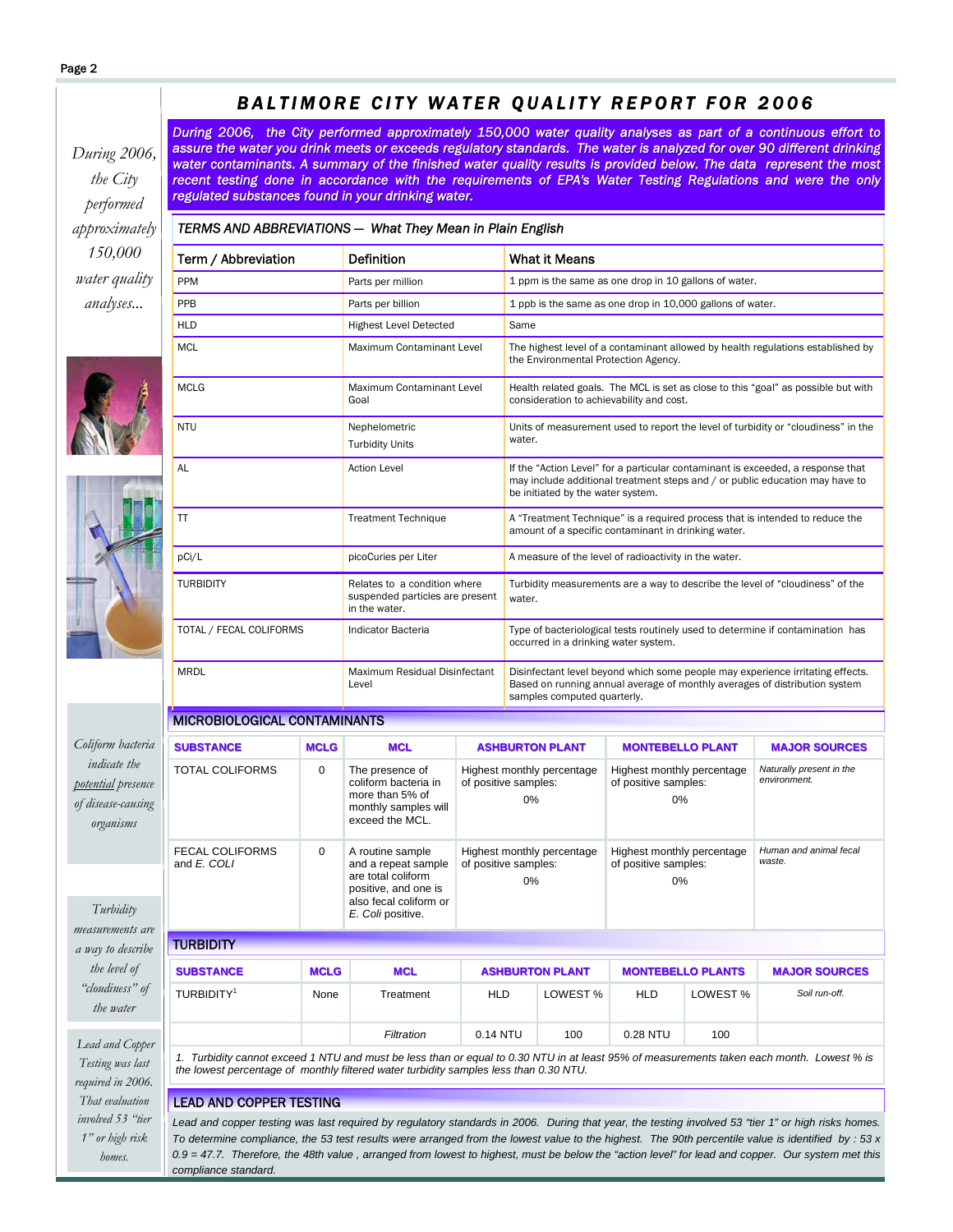# BALTIMORE CITY WATER QUALITY REPORT FOR 2006

*During 2006, the City performed approximately 150,000 water quality analyses...*

**During 2006, the City performed approximately 150,000 water quality analyses as part of a continuous effort to assure the water you drink meets or exceeds regulatory standards. The water is analyzed for over 90 different drinking water contaminants. A summary of the finished water quality results is provided below. The data represent the most recent testing done in accordance with the requirements of EPA's Water Testing Regulations and were the only regulated substances found in your drinking water.**

## TERMS AND ABBREVIATIONS — What They Mean in Plain English

| Term / Abbreviation | Definition | What it Means |
|---|---|---|
| PPM | Parts per million | 1 ppm is the same as one drop in 10 gallons of water. |
| PPB | Parts per billion | 1 ppb is the same as one drop in 10,000 gallons of water. |
| HLD | Highest Level Detected | Same |
| MCL | Maximum Contaminant Level | The highest level of a contaminant allowed by health regulations established by the Environmental Protection Agency. |
| MCLG | Maximum Contaminant Level Goal | Health related goals. The MCL is set as close to this "goal" as possible but with consideration to achievability and cost. |
| NTU | Nephelometric Turbidity Units | Units of measurement used to report the level of turbidity or "cloudiness" in the water. |
| AL | Action Level | If the "Action Level" for a particular contaminant is exceeded, a response that may include additional treatment steps and / or public education may have to be initiated by the water system. |
| TT | Treatment Technique | A "Treatment Technique" is a required process that is intended to reduce the amount of a specific contaminant in drinking water. |
| pCi/L | picoCuries per Liter | A measure of the level of radioactivity in the water. |
| TURBIDITY | Relates to a condition where suspended particles are present in the water. | Turbidity measurements are a way to describe the level of "cloudiness" of the water. |
| TOTAL / FECAL COLIFORMS | Indicator Bacteria | Type of bacteriological tests routinely used to determine if contamination has occurred in a drinking water system. |
| MRDL | Maximum Residual Disinfectant Level | Disinfectant level beyond which some people may experience irritating effects. Based on running annual average of monthly averages of distribution system samples computed quarterly. |

*Coliform bacteria indicate the potential presence of disease-causing organisms*

## MICROBIOLOGICAL CONTAMINANTS

| SUBSTANCE | MCLG | MCL | ASHBURTON PLANT | MONTEBELLO PLANT | MAJOR SOURCES |
|---|---|---|---|---|---|
| TOTAL COLIFORMS | 0 | The presence of coliform bacteria in more than 5% of monthly samples will exceed the MCL. | Highest monthly percentage of positive samples: 0% | Highest monthly percentage of positive samples: 0% | *Naturally present in the environment.* |
| FECAL COLIFORMS and *E. COLI* | 0 | A routine sample and a repeat sample are total coliform positive, and one is also fecal coliform or *E. Coli* positive. | Highest monthly percentage of positive samples: 0% | Highest monthly percentage of positive samples: 0% | *Human and animal fecal waste.* |

*Turbidity measurements are a way to describe the level of "cloudiness" of the water*

## TURBIDITY

| SUBSTANCE | MCLG | MCL | ASHBURTON PLANT | | MONTEBELLO PLANTS | | MAJOR SOURCES |
|---|---|---|---|---|---|---|---|
| TURBIDITY[1] | None | Treatment | HLD | LOWEST % | HLD | LOWEST % | *Soil run-off.* |
| | | *Filtration* | 0.14 NTU | 100 | 0.28 NTU | 100 | |

*1. Turbidity cannot exceed 1 NTU and must be less than or equal to 0.30 NTU in at least 95% of measurements taken each month. Lowest % is the lowest percentage of monthly filtered water turbidity samples less than 0.30 NTU.*

*Lead and Copper Testing was last required in 2006. That evaluation involved 53 "tier 1" or high risk homes.*

## LEAD AND COPPER TESTING

*Lead and copper testing was last required by regulatory standards in 2006. During that year, the testing involved 53 "tier 1" or high risks homes. To determine compliance, the 53 test results were arranged from the lowest value to the highest. The 90th percentile value is identified by : 53 x 0.9 = 47.7. Therefore, the 48th value , arranged from lowest to highest, must be below the "action level" for lead and copper. Our system met this compliance standard.*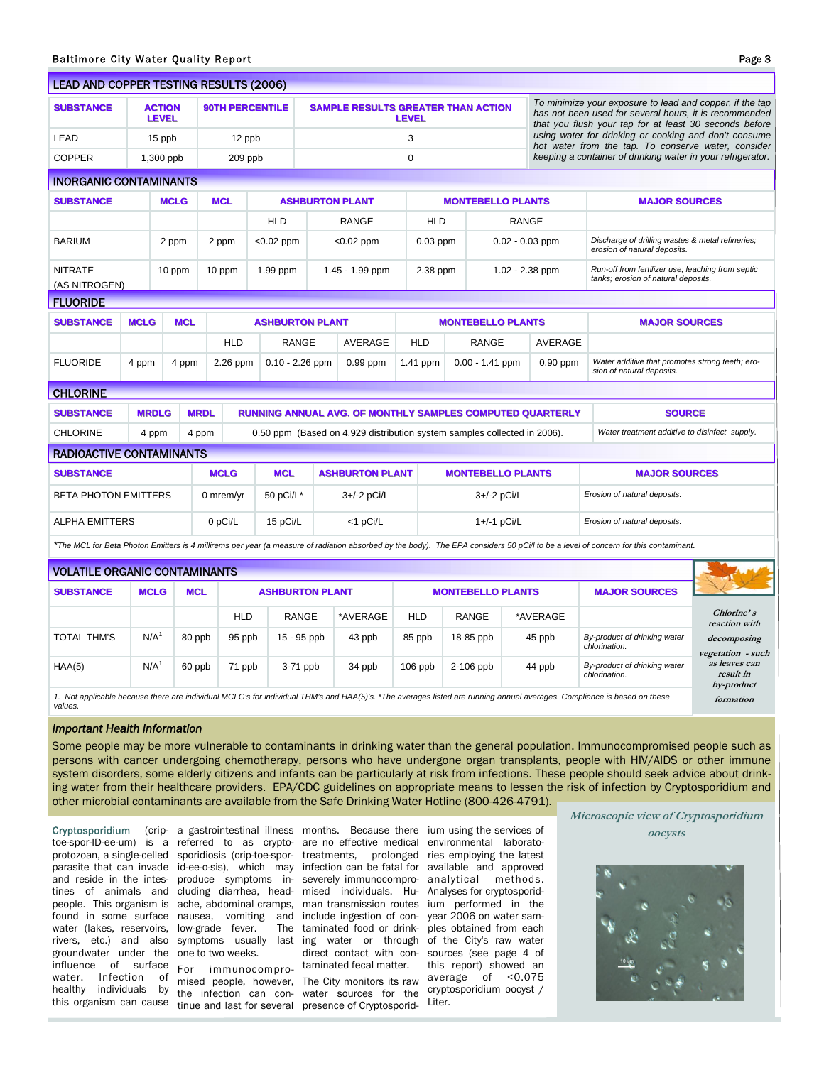## LEAD AND COPPER TESTING RESULTS (2006)

| SUBSTANCE | ACTION LEVEL | 90TH PERCENTILE | SAMPLE RESULTS GREATER THAN ACTION LEVEL |
|---|---|---|---|
| LEAD | 15 ppb | 12 ppb | 3 |
| COPPER | 1,300 ppb | 209 ppb | 0 |

*To minimize your exposure to lead and copper, if the tap has not been used for several hours, it is recommended that you flush your tap for at least 30 seconds before using water for drinking or cooking and don't consume hot water from the tap. To conserve water, consider keeping a container of drinking water in your refrigerator.*

## INORGANIC CONTAMINANTS

| SUBSTANCE | MCLG | MCL | ASHBURTON PLANT | | MONTEBELLO PLANTS | | MAJOR SOURCES |
|---|---|---|---|---|---|---|---|
| | | | HLD | RANGE | HLD | RANGE | |
| BARIUM | 2 ppm | 2 ppm | <0.02 ppm | <0.02 ppm | 0.03 ppm | 0.02 - 0.03 ppm | *Discharge of drilling wastes & metal refineries; erosion of natural deposits.* |
| NITRATE (AS NITROGEN) | 10 ppm | 10 ppm | 1.99 ppm | 1.45 - 1.99 ppm | 2.38 ppm | 1.02 - 2.38 ppm | *Run-off from fertilizer use; leaching from septic tanks; erosion of natural deposits.* |

## FLUORIDE

| SUBSTANCE | MCLG | MCL | ASHBURTON PLANT | | | MONTEBELLO PLANTS | | | MAJOR SOURCES |
|---|---|---|---|---|---|---|---|---|---|
| | | | HLD | RANGE | AVERAGE | HLD | RANGE | AVERAGE | |
| FLUORIDE | 4 ppm | 4 ppm | 2.26 ppm | 0.10 - 2.26 ppm | 0.99 ppm | 1.41 ppm | 0.00 - 1.41 ppm | 0.90 ppm | *Water additive that promotes strong teeth; erosion of natural deposits.* |

## CHLORINE

| SUBSTANCE | MRDLG | MRDL | RUNNING ANNUAL AVG. OF MONTHLY SAMPLES COMPUTED QUARTERLY | SOURCE |
|---|---|---|---|---|
| CHLORINE | 4 ppm | 4 ppm | 0.50 ppm (Based on 4,929 distribution system samples collected in 2006). | *Water treatment additive to disinfect supply.* |

## RADIOACTIVE CONTAMINANTS

| SUBSTANCE | MCLG | MCL | ASHBURTON PLANT | MONTEBELLO PLANTS | MAJOR SOURCES |
|---|---|---|---|---|---|
| BETA PHOTON EMITTERS | 0 mrem/yr | 50 pCi/L* | 3+/-2 pCi/L | 3+/-2 pCi/L | *Erosion of natural deposits.* |
| ALPHA EMITTERS | 0 pCi/L | 15 pCi/L | <1 pCi/L | 1+/-1 pCi/L | *Erosion of natural deposits.* |

*\*The MCL for Beta Photon Emitters is 4 millirems per year (a measure of radiation absorbed by the body). The EPA considers 50 pCi/l to be a level of concern for this contaminant.*

## VOLATILE ORGANIC CONTAMINANTS

| SUBSTANCE | MCLG | MCL | ASHBURTON PLANT | | | MONTEBELLO PLANTS | | | MAJOR SOURCES |
|---|---|---|---|---|---|---|---|---|---|
| | | | HLD | RANGE | *AVERAGE | HLD | RANGE | *AVERAGE | |
| TOTAL THM'S | N/A[1] | 80 ppb | 95 ppb | 15 - 95 ppb | 43 ppb | 85 ppb | 18-85 ppb | 45 ppb | *By-product of drinking water chlorination.* |
| HAA(5) | N/A[1] | 60 ppb | 71 ppb | 3-71 ppb | 34 ppb | 106 ppb | 2-106 ppb | 44 ppb | *By-product of drinking water chlorination.* |

*1. Not applicable because there are individual MCLG's for individual THM's and HAA(5)'s. \*The averages listed are running annual averages. Compliance is based on these values.*

*Chlorine's reaction with decomposing vegetation - such as leaves can result in by-product formation*

### *Important Health Information*

Some people may be more vulnerable to contaminants in drinking water than the general population. Immunocompromised people such as persons with cancer undergoing chemotherapy, persons who have undergone organ transplants, people with HIV/AIDS or other immune system disorders, some elderly citizens and infants can be particularly at risk from infections. These people should seek advice about drinking water from their healthcare providers. EPA/CDC guidelines on appropriate means to lessen the risk of infection by Cryptosporidium and other microbial contaminants are available from the Safe Drinking Water Hotline (800-426-4791).

Cryptosporidium (crip-toe-spor-ID-ee-um) is a protozoan, a single-celled parasite that can invade and reside in the intestines of animals and people. This organism is found in some surface water (lakes, reservoirs, rivers, etc.) and also groundwater under the influence of surface water. Infection of healthy individuals by this organism can cause a gastrointestinal illness referred to as cryptosporidiosis (crip-toe-spor-id-ee-o-sis), which may produce symptoms including diarrhea, headache, abdominal cramps, nausea, vomiting and low-grade fever. The symptoms usually last one to two weeks.

For immunocompromised people, however, the infection can continue and last for several months. Because there are no effective medical treatments, prolonged infection can be fatal for severely immunocompromised individuals. Human transmission routes include ingestion of contaminated food or drinking water or through direct contact with contaminated fecal matter.

The City monitors its raw water sources for the presence of Cryptosporidium using the services of environmental laboratories employing the latest available and approved analytical methods. Analyses for cryptosporidium performed in the year 2006 on water samples obtained from each of the City's raw water sources (see page 4 of this report) showed an average of <0.075 cryptosporidium oocyst / Liter.

*Microscopic view of Cryptosporidium oocysts*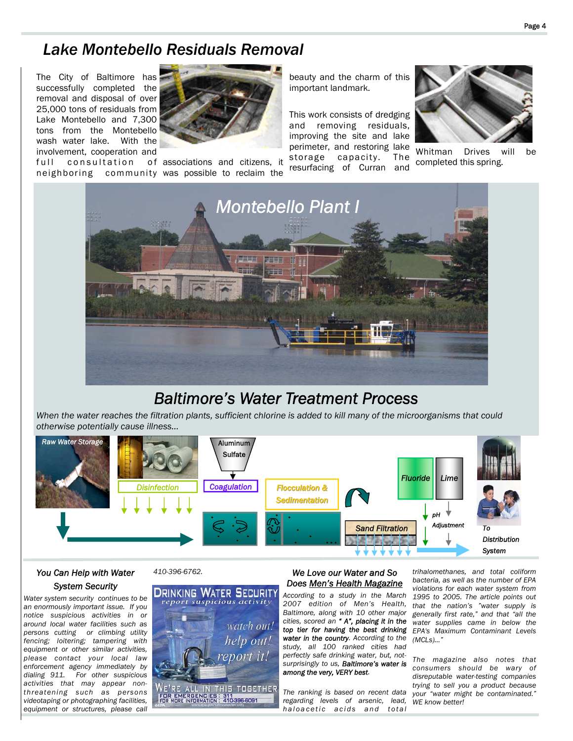# Lake Montebello Residuals Removal

The City of Baltimore has successfully completed the removal and disposal of over 25,000 tons of residuals from Lake Montebello and 7,300 tons from the Montebello wash water lake. With the involvement, cooperation and full consultation of neighboring community associations and citizens, it was possible to reclaim the beauty and the charm of this important landmark.

This work consists of dredging and removing residuals, improving the site and lake perimeter, and restoring lake storage capacity. The resurfacing of Curran and Whitman Drives will be completed this spring.

Montebello Plant I

## Baltimore's Water Treatment Process

*When the water reaches the filtration plants, sufficient chlorine is added to kill many of the microorganisms that could otherwise potentially cause illness...*

Raw Water Storage

Disinfection

Aluminum Sulfate

Coagulation

Flocculation & Sedimentation

Sand Filtration

Fluoride

Lime

pH Adjustment

To Distribution System

### You Can Help with Water System Security

*Water system security continues to be an enormously important issue. If you notice suspicious activities in or around local water facilities such as persons cutting or climbing utility fencing; loitering; tampering with equipment or other similar activities, please contact your local law enforcement agency immediately by dialing 911. For other suspicious activities that may appear non-threatening such as persons videotaping or photographing facilities, equipment or structures, please call 410-396-6762.*

DRINKING WATER SECURITY
report suspicious activity
watch out! help out! report it!
WE'RE ALL IN THIS TOGETHER
FOR EMERGENCIES: 311
FOR MORE INFORMATION: 410-396-6091

### We Love our Water and So Does Men's Health Magazine

*According to a study in the March 2007 edition of Men's Health, Baltimore, along with 10 other major cities, scored an **" A", placing it in the top tier for having the best drinking water in the country**. According to the study, all 100 ranked cities had perfectly safe drinking water, but, not-surprisingly to us, **Baltimore's water is among the very, VERY best**.*

*The ranking is based on recent data regarding levels of arsenic, lead, haloacetic acids and total trihalomethanes, and total coliform bacteria, as well as the number of EPA violations for each water system from 1995 to 2005. The article points out that the nation's "water supply is generally first rate," and that "all the water supplies came in below the EPA's Maximum Contaminant Levels (MCLs)..."*

*The magazine also notes that consumers should be wary of disreputable water-testing companies trying to sell you a product because your "water might be contaminated." WE know better!*